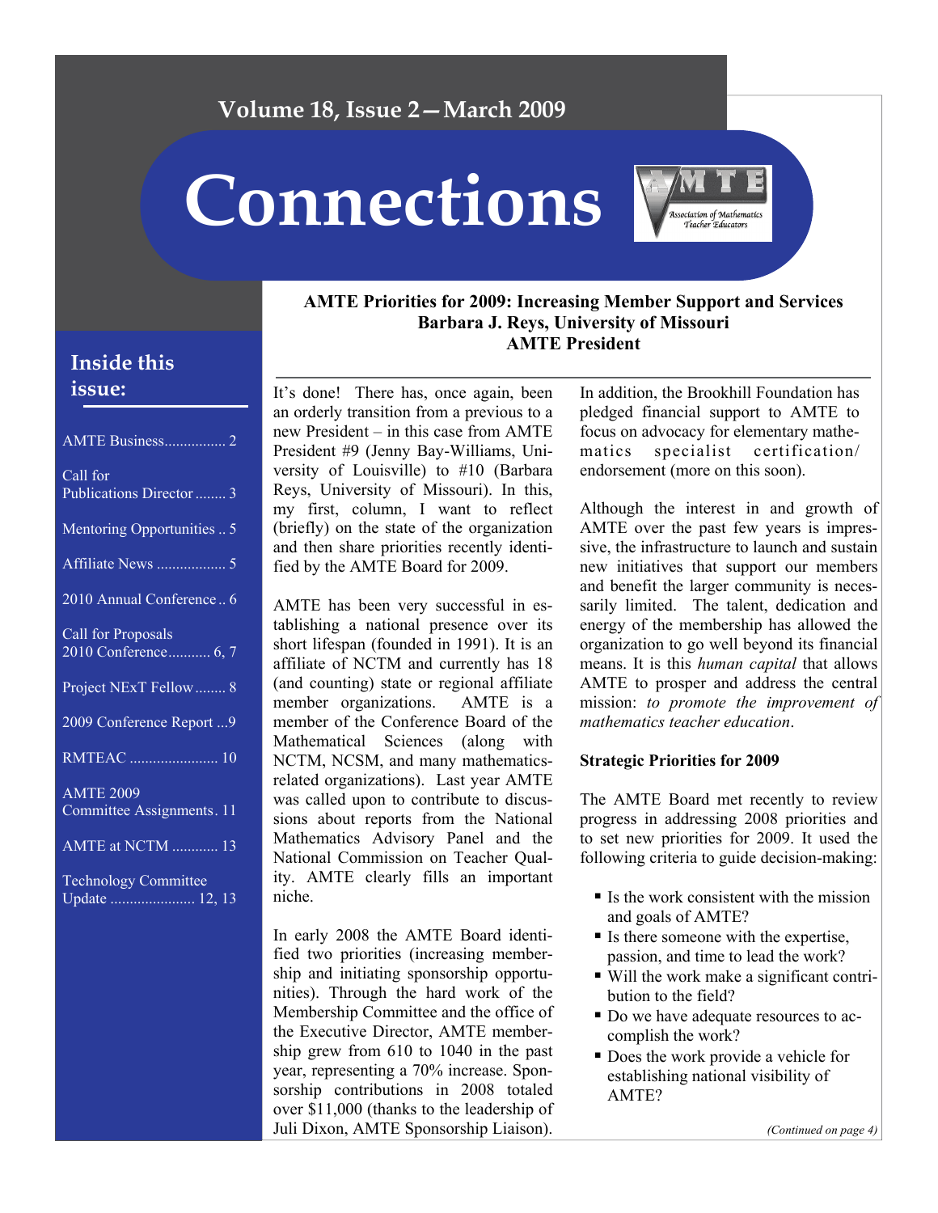Volume 18, Issue 2—March 2009

# Connections

## Inside this issue:

- AMTE Business ................ 2
- Call for Publications Director ........ 3
- Mentoring Opportunities .. 5
- Affiliate News .................. 5
- 2010 Annual Conference .. 6
- Call for Proposals 2010 Conference........... 6, 7
- Project NExT Fellow ........ 8
- 2009 Conference Report ...9
- RMTEAC ....................... 10
- AMTE 2009 Committee Assignments. 11
- AMTE at NCTM ............ 13
- Technology Committee Update ...................... 12, 13

## AMTE Priorities for 2009: Increasing Member Support and Services

**Barbara J. Reys, University of Missouri**
**AMTE President**

It's done! There has, once again, been an orderly transition from a previous to a new President – in this case from AMTE President #9 (Jenny Bay-Williams, University of Louisville) to #10 (Barbara Reys, University of Missouri). In this, my first, column, I want to reflect (briefly) on the state of the organization and then share priorities recently identified by the AMTE Board for 2009.

AMTE has been very successful in establishing a national presence over its short lifespan (founded in 1991). It is an affiliate of NCTM and currently has 18 (and counting) state or regional affiliate member organizations. AMTE is a member of the Conference Board of the Mathematical Sciences (along with NCTM, NCSM, and many mathematics-related organizations). Last year AMTE was called upon to contribute to discussions about reports from the National Mathematics Advisory Panel and the National Commission on Teacher Quality. AMTE clearly fills an important niche.

In early 2008 the AMTE Board identified two priorities (increasing membership and initiating sponsorship opportunities). Through the hard work of the Membership Committee and the office of the Executive Director, AMTE membership grew from 610 to 1040 in the past year, representing a 70% increase. Sponsorship contributions in 2008 totaled over $11,000 (thanks to the leadership of Juli Dixon, AMTE Sponsorship Liaison). In addition, the Brookhill Foundation has pledged financial support to AMTE to focus on advocacy for elementary mathematics specialist certification/endorsement (more on this soon).

Although the interest in and growth of AMTE over the past few years is impressive, the infrastructure to launch and sustain new initiatives that support our members and benefit the larger community is necessarily limited. The talent, dedication and energy of the membership has allowed the organization to go well beyond its financial means. It is this *human capital* that allows AMTE to prosper and address the central mission: *to promote the improvement of mathematics teacher education*.

**Strategic Priorities for 2009**

The AMTE Board met recently to review progress in addressing 2008 priorities and to set new priorities for 2009. It used the following criteria to guide decision-making:

- Is the work consistent with the mission and goals of AMTE?
- Is there someone with the expertise, passion, and time to lead the work?
- Will the work make a significant contribution to the field?
- Do we have adequate resources to accomplish the work?
- Does the work provide a vehicle for establishing national visibility of AMTE?

*(Continued on page 4)*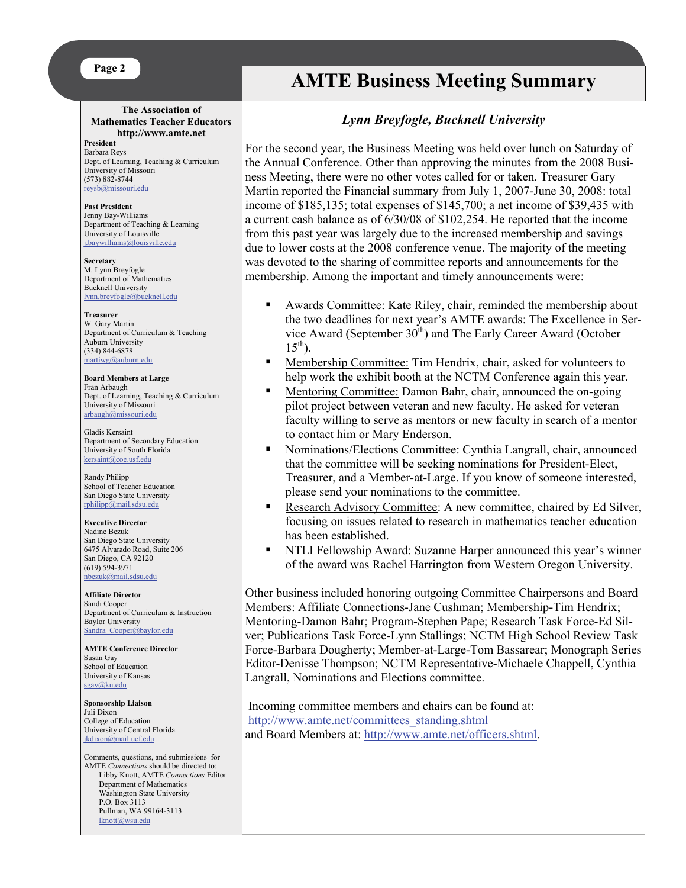# AMTE Business Meeting Summary

***Lynn Breyfogle, Bucknell University***

For the second year, the Business Meeting was held over lunch on Saturday of the Annual Conference. Other than approving the minutes from the 2008 Business Meeting, there were no other votes called for or taken. Treasurer Gary Martin reported the Financial summary from July 1, 2007-June 30, 2008: total income of $185,135; total expenses of $145,700; a net income of $39,435 with a current cash balance as of 6/30/08 of $102,254. He reported that the income from this past year was largely due to the increased membership and savings due to lower costs at the 2008 conference venue. The majority of the meeting was devoted to the sharing of committee reports and announcements for the membership. Among the important and timely announcements were:

- Awards Committee: Kate Riley, chair, reminded the membership about the two deadlines for next year's AMTE awards: The Excellence in Service Award (September 30th) and The Early Career Award (October 15th).
- Membership Committee: Tim Hendrix, chair, asked for volunteers to help work the exhibit booth at the NCTM Conference again this year.
- Mentoring Committee: Damon Bahr, chair, announced the on-going pilot project between veteran and new faculty. He asked for veteran faculty willing to serve as mentors or new faculty in search of a mentor to contact him or Mary Enderson.
- Nominations/Elections Committee: Cynthia Langrall, chair, announced that the committee will be seeking nominations for President-Elect, Treasurer, and a Member-at-Large. If you know of someone interested, please send your nominations to the committee.
- Research Advisory Committee: A new committee, chaired by Ed Silver, focusing on issues related to research in mathematics teacher education has been established.
- NTLI Fellowship Award: Suzanne Harper announced this year's winner of the award was Rachel Harrington from Western Oregon University.

Other business included honoring outgoing Committee Chairpersons and Board Members: Affiliate Connections-Jane Cushman; Membership-Tim Hendrix; Mentoring-Damon Bahr; Program-Stephen Pape; Research Task Force-Ed Silver; Publications Task Force-Lynn Stallings; NCTM High School Review Task Force-Barbara Dougherty; Member-at-Large-Tom Bassarear; Monograph Series Editor-Denisse Thompson; NCTM Representative-Michaele Chappell, Cynthia Langrall, Nominations and Elections committee.

Incoming committee members and chairs can be found at: http://www.amte.net/committees_standing.shtml and Board Members at: http://www.amte.net/officers.shtml.

---

**The Association of Mathematics Teacher Educators**
**http://www.amte.net**

**President**
Barbara Reys
Dept. of Learning, Teaching & Curriculum
University of Missouri
(573) 882-8744
reysb@missouri.edu

**Past President**
Jenny Bay-Williams
Department of Teaching & Learning
University of Louisville
j.baywilliams@louisville.edu

**Secretary**
M. Lynn Breyfogle
Department of Mathematics
Bucknell University
lynn.breyfogle@bucknell.edu

**Treasurer**
W. Gary Martin
Department of Curriculum & Teaching
Auburn University
(334) 844-6878
martiwg@auburn.edu

**Board Members at Large**
Fran Arbaugh
Dept. of Learning, Teaching & Curriculum
University of Missouri
arbaugh@missouri.edu

Gladis Kersaint
Department of Secondary Education
University of South Florida
kersaint@coe.usf.edu

Randy Philipp
School of Teacher Education
San Diego State University
rphilipp@mail.sdsu.edu

**Executive Director**
Nadine Bezuk
San Diego State University
6475 Alvarado Road, Suite 206
San Diego, CA 92120
(619) 594-3971
nbezuk@mail.sdsu.edu

**Affiliate Director**
Sandi Cooper
Department of Curriculum & Instruction
Baylor University
Sandra_Cooper@baylor.edu

**AMTE Conference Director**
Susan Gay
School of Education
University of Kansas
sgay@ku.edu

**Sponsorship Liaison**
Juli Dixon
College of Education
University of Central Florida
jkdixon@mail.ucf.edu

Comments, questions, and submissions for AMTE *Connections* should be directed to:
Libby Knott, AMTE *Connections* Editor
Department of Mathematics
Washington State University
P.O. Box 3113
Pullman, WA 99164-3113
lknott@wsu.edu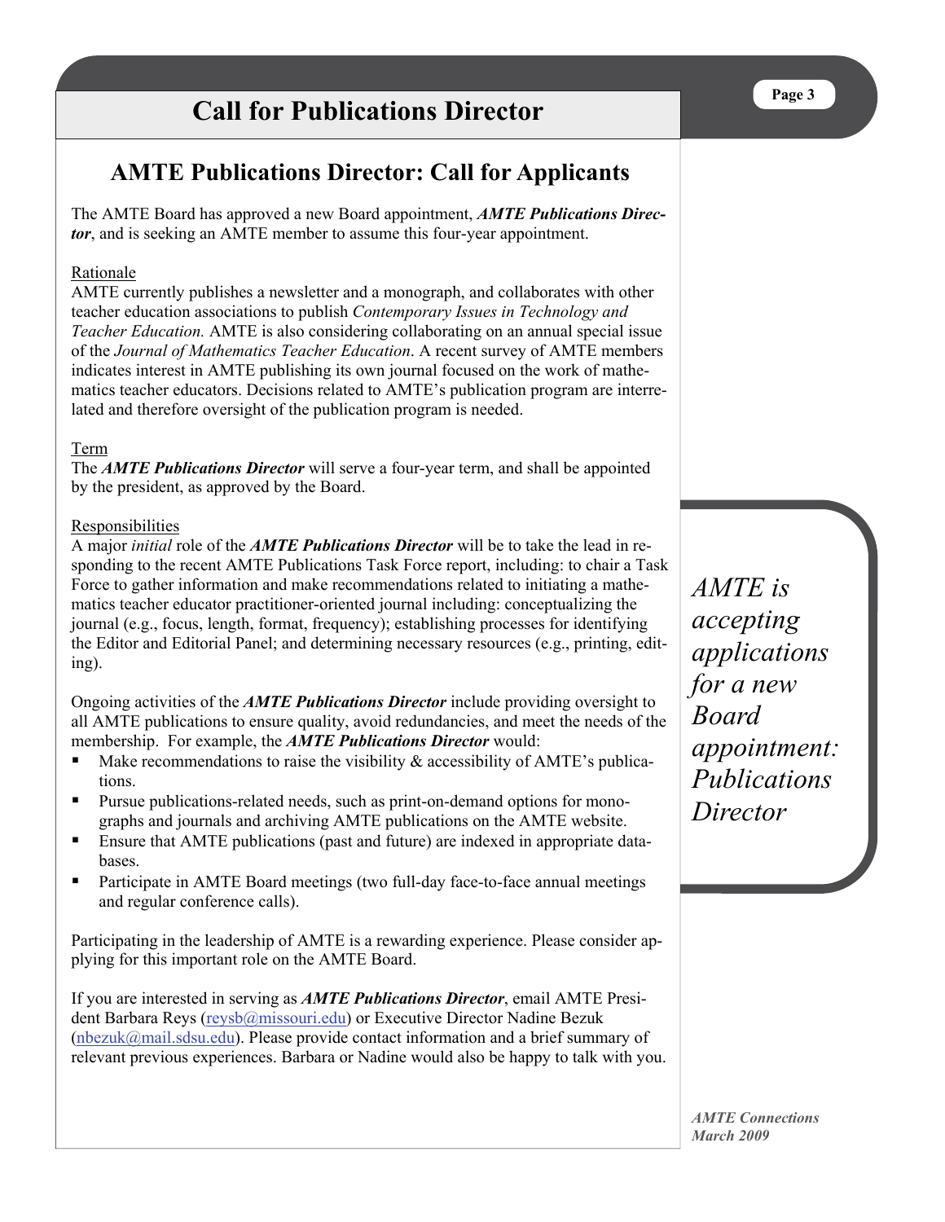# Call for Publications Director

## AMTE Publications Director: Call for Applicants

The AMTE Board has approved a new Board appointment, ***AMTE Publications Director***, and is seeking an AMTE member to assume this four-year appointment.

Rationale

AMTE currently publishes a newsletter and a monograph, and collaborates with other teacher education associations to publish *Contemporary Issues in Technology and Teacher Education.* AMTE is also considering collaborating on an annual special issue of the *Journal of Mathematics Teacher Education*. A recent survey of AMTE members indicates interest in AMTE publishing its own journal focused on the work of mathematics teacher educators. Decisions related to AMTE's publication program are interrelated and therefore oversight of the publication program is needed.

Term

The ***AMTE Publications Director*** will serve a four-year term, and shall be appointed by the president, as approved by the Board.

Responsibilities

A major *initial* role of the ***AMTE Publications Director*** will be to take the lead in responding to the recent AMTE Publications Task Force report, including: to chair a Task Force to gather information and make recommendations related to initiating a mathematics teacher educator practitioner-oriented journal including: conceptualizing the journal (e.g., focus, length, format, frequency); establishing processes for identifying the Editor and Editorial Panel; and determining necessary resources (e.g., printing, editing).

Ongoing activities of the ***AMTE Publications Director*** include providing oversight to all AMTE publications to ensure quality, avoid redundancies, and meet the needs of the membership. For example, the ***AMTE Publications Director*** would:

- Make recommendations to raise the visibility & accessibility of AMTE's publications.
- Pursue publications-related needs, such as print-on-demand options for monographs and journals and archiving AMTE publications on the AMTE website.
- Ensure that AMTE publications (past and future) are indexed in appropriate databases.
- Participate in AMTE Board meetings (two full-day face-to-face annual meetings and regular conference calls).

Participating in the leadership of AMTE is a rewarding experience. Please consider applying for this important role on the AMTE Board.

If you are interested in serving as ***AMTE Publications Director***, email AMTE President Barbara Reys (reysb@missouri.edu) or Executive Director Nadine Bezuk (nbezuk@mail.sdsu.edu). Please provide contact information and a brief summary of relevant previous experiences. Barbara or Nadine would also be happy to talk with you.

*AMTE is accepting applications for a new Board appointment: Publications Director*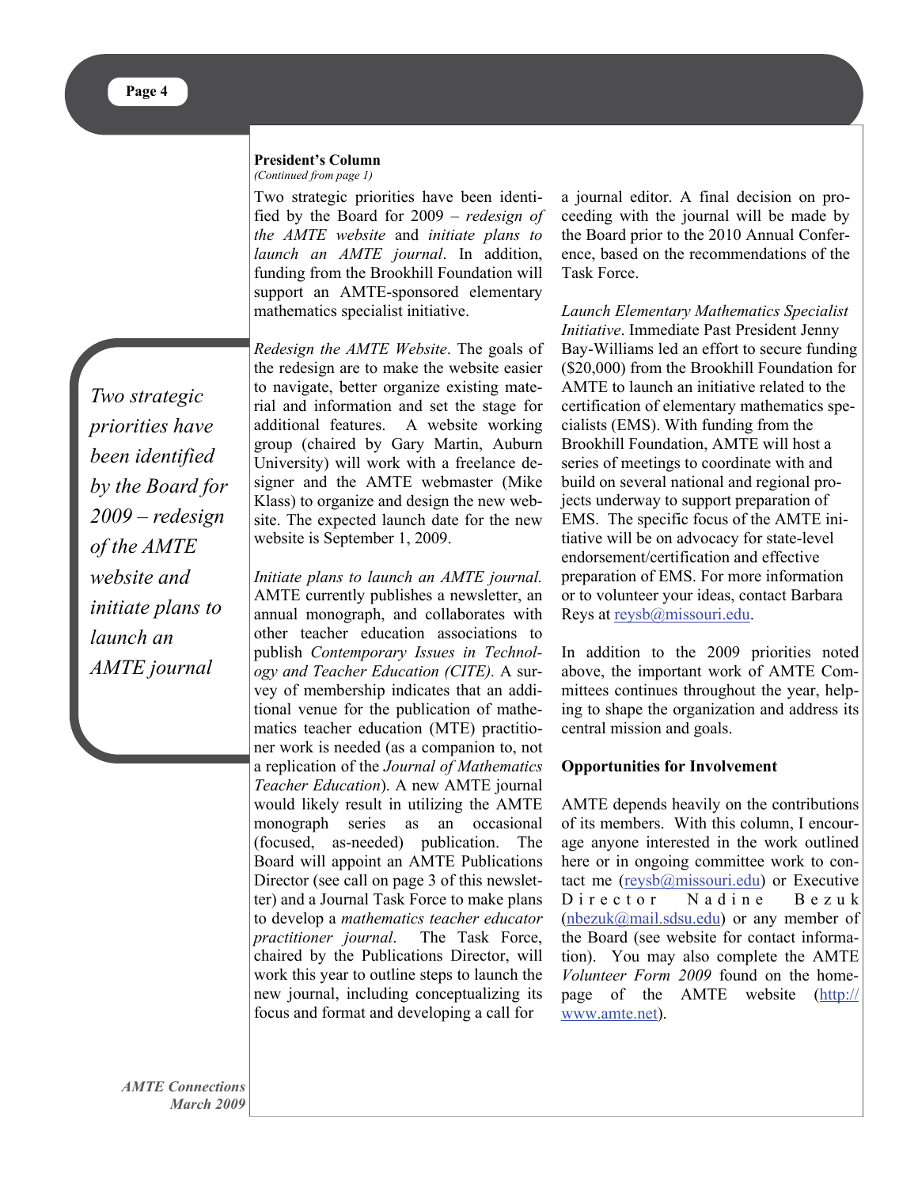**President's Column**
*(Continued from page 1)*

Two strategic priorities have been identified by the Board for 2009 – *redesign of the AMTE website* and *initiate plans to launch an AMTE journal*. In addition, funding from the Brookhill Foundation will support an AMTE-sponsored elementary mathematics specialist initiative.

*Two strategic priorities have been identified by the Board for 2009 – redesign of the AMTE website and initiate plans to launch an AMTE journal*

*Redesign the AMTE Website*. The goals of the redesign are to make the website easier to navigate, better organize existing material and information and set the stage for additional features. A website working group (chaired by Gary Martin, Auburn University) will work with a freelance designer and the AMTE webmaster (Mike Klass) to organize and design the new website. The expected launch date for the new website is September 1, 2009.

*Initiate plans to launch an AMTE journal.* AMTE currently publishes a newsletter, an annual monograph, and collaborates with other teacher education associations to publish *Contemporary Issues in Technology and Teacher Education (CITE).* A survey of membership indicates that an additional venue for the publication of mathematics teacher education (MTE) practitioner work is needed (as a companion to, not a replication of the *Journal of Mathematics Teacher Education*). A new AMTE journal would likely result in utilizing the AMTE monograph series as an occasional (focused, as-needed) publication. The Board will appoint an AMTE Publications Director (see call on page 3 of this newsletter) and a Journal Task Force to make plans to develop a *mathematics teacher educator practitioner journal*. The Task Force, chaired by the Publications Director, will work this year to outline steps to launch the new journal, including conceptualizing its focus and format and developing a call for a journal editor. A final decision on proceeding with the journal will be made by the Board prior to the 2010 Annual Conference, based on the recommendations of the Task Force.

*Launch Elementary Mathematics Specialist Initiative*. Immediate Past President Jenny Bay-Williams led an effort to secure funding ($20,000) from the Brookhill Foundation for AMTE to launch an initiative related to the certification of elementary mathematics specialists (EMS). With funding from the Brookhill Foundation, AMTE will host a series of meetings to coordinate with and build on several national and regional projects underway to support preparation of EMS. The specific focus of the AMTE initiative will be on advocacy for state-level endorsement/certification and effective preparation of EMS. For more information or to volunteer your ideas, contact Barbara Reys at reysb@missouri.edu.

In addition to the 2009 priorities noted above, the important work of AMTE Committees continues throughout the year, helping to shape the organization and address its central mission and goals.

**Opportunities for Involvement**

AMTE depends heavily on the contributions of its members. With this column, I encourage anyone interested in the work outlined here or in ongoing committee work to contact me (reysb@missouri.edu) or Executive Director Nadine Bezuk (nbezuk@mail.sdsu.edu) or any member of the Board (see website for contact information). You may also complete the AMTE *Volunteer Form 2009* found on the homepage of the AMTE website (http://www.amte.net).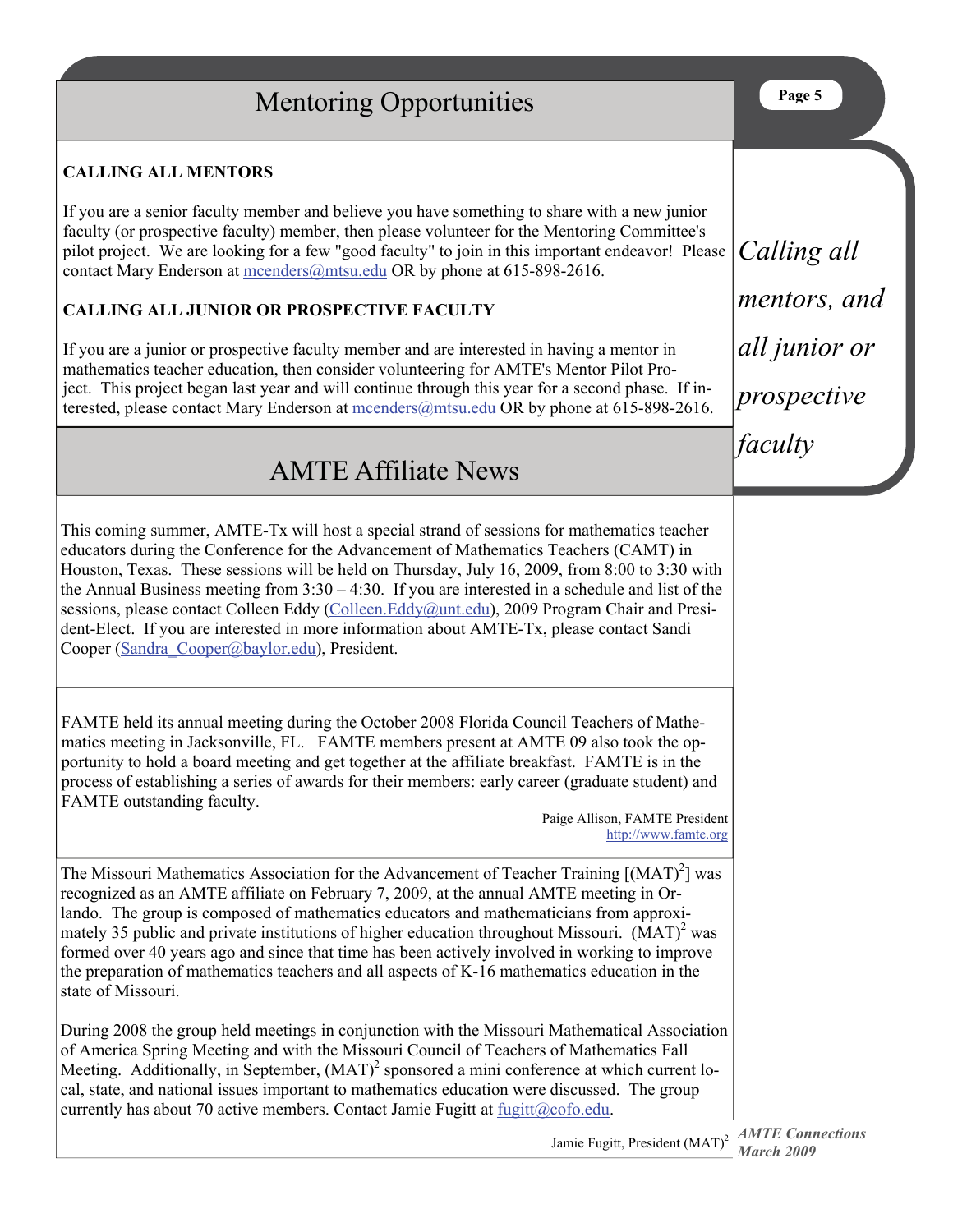# Mentoring Opportunities

**CALLING ALL MENTORS**

If you are a senior faculty member and believe you have something to share with a new junior faculty (or prospective faculty) member, then please volunteer for the Mentoring Committee's pilot project. We are looking for a few "good faculty" to join in this important endeavor! Please contact Mary Enderson at mcenders@mtsu.edu OR by phone at 615-898-2616.

**CALLING ALL JUNIOR OR PROSPECTIVE FACULTY**

If you are a junior or prospective faculty member and are interested in having a mentor in mathematics teacher education, then consider volunteering for AMTE's Mentor Pilot Project. This project began last year and will continue through this year for a second phase. If interested, please contact Mary Enderson at mcenders@mtsu.edu OR by phone at 615-898-2616.

*Calling all mentors, and all junior or prospective faculty*

# AMTE Affiliate News

This coming summer, AMTE-Tx will host a special strand of sessions for mathematics teacher educators during the Conference for the Advancement of Mathematics Teachers (CAMT) in Houston, Texas. These sessions will be held on Thursday, July 16, 2009, from 8:00 to 3:30 with the Annual Business meeting from 3:30 – 4:30. If you are interested in a schedule and list of the sessions, please contact Colleen Eddy (Colleen.Eddy@unt.edu), 2009 Program Chair and President-Elect. If you are interested in more information about AMTE-Tx, please contact Sandi Cooper (Sandra_Cooper@baylor.edu), President.

FAMTE held its annual meeting during the October 2008 Florida Council Teachers of Mathematics meeting in Jacksonville, FL. FAMTE members present at AMTE 09 also took the opportunity to hold a board meeting and get together at the affiliate breakfast. FAMTE is in the process of establishing a series of awards for their members: early career (graduate student) and FAMTE outstanding faculty.

Paige Allison, FAMTE President
http://www.famte.org

The Missouri Mathematics Association for the Advancement of Teacher Training [(MAT)$^2$] was recognized as an AMTE affiliate on February 7, 2009, at the annual AMTE meeting in Orlando. The group is composed of mathematics educators and mathematicians from approximately 35 public and private institutions of higher education throughout Missouri. (MAT)$^2$ was formed over 40 years ago and since that time has been actively involved in working to improve the preparation of mathematics teachers and all aspects of K-16 mathematics education in the state of Missouri.

During 2008 the group held meetings in conjunction with the Missouri Mathematical Association of America Spring Meeting and with the Missouri Council of Teachers of Mathematics Fall Meeting. Additionally, in September, (MAT)$^2$ sponsored a mini conference at which current local, state, and national issues important to mathematics education were discussed. The group currently has about 70 active members. Contact Jamie Fugitt at fugitt@cofo.edu.

Jamie Fugitt, President (MAT)$^2$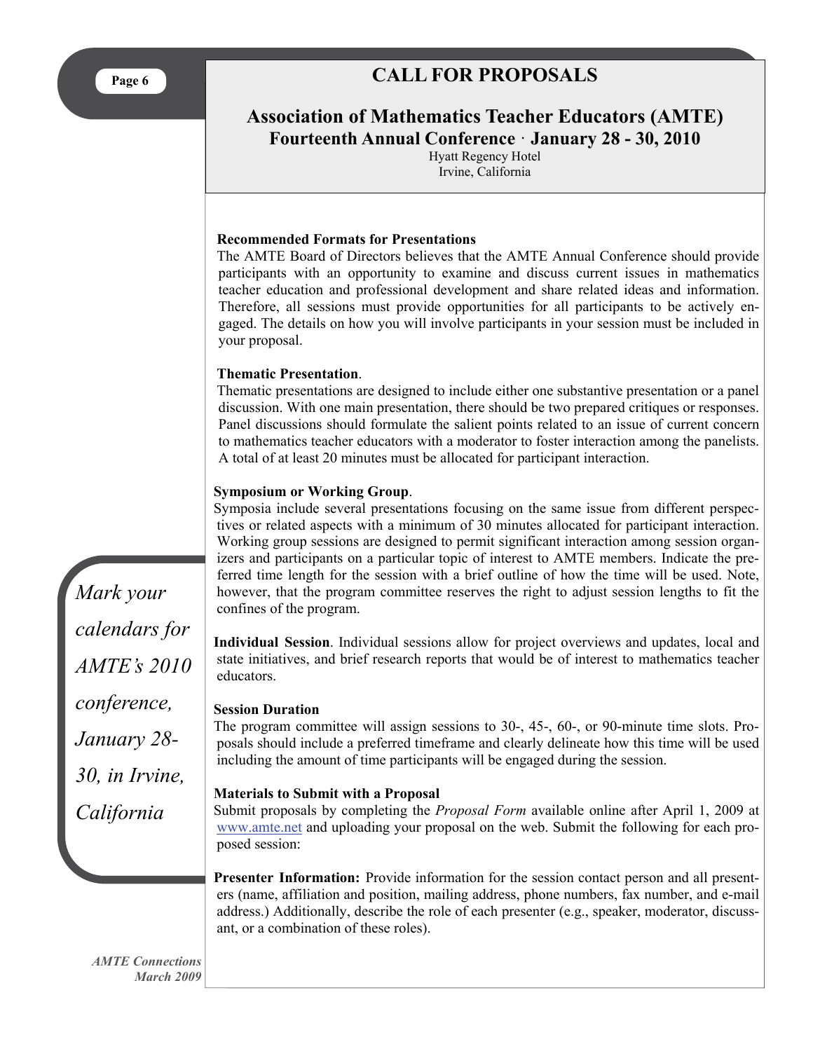# CALL FOR PROPOSALS

## Association of Mathematics Teacher Educators (AMTE)

### Fourteenth Annual Conference · January 28 - 30, 2010

Hyatt Regency Hotel
Irvine, California

**Recommended Formats for Presentations**
The AMTE Board of Directors believes that the AMTE Annual Conference should provide participants with an opportunity to examine and discuss current issues in mathematics teacher education and professional development and share related ideas and information. Therefore, all sessions must provide opportunities for all participants to be actively engaged. The details on how you will involve participants in your session must be included in your proposal.

**Thematic Presentation**.
Thematic presentations are designed to include either one substantive presentation or a panel discussion. With one main presentation, there should be two prepared critiques or responses. Panel discussions should formulate the salient points related to an issue of current concern to mathematics teacher educators with a moderator to foster interaction among the panelists. A total of at least 20 minutes must be allocated for participant interaction.

**Symposium or Working Group**.
Symposia include several presentations focusing on the same issue from different perspectives or related aspects with a minimum of 30 minutes allocated for participant interaction. Working group sessions are designed to permit significant interaction among session organizers and participants on a particular topic of interest to AMTE members. Indicate the preferred time length for the session with a brief outline of how the time will be used. Note, however, that the program committee reserves the right to adjust session lengths to fit the confines of the program.

*Mark your calendars for AMTE's 2010 conference, January 28-30, in Irvine, California*

**Individual Session**. Individual sessions allow for project overviews and updates, local and state initiatives, and brief research reports that would be of interest to mathematics teacher educators.

**Session Duration**
The program committee will assign sessions to 30-, 45-, 60-, or 90-minute time slots. Proposals should include a preferred timeframe and clearly delineate how this time will be used including the amount of time participants will be engaged during the session.

**Materials to Submit with a Proposal**
Submit proposals by completing the *Proposal Form* available online after April 1, 2009 at www.amte.net and uploading your proposal on the web. Submit the following for each proposed session:

**Presenter Information:** Provide information for the session contact person and all presenters (name, affiliation and position, mailing address, phone numbers, fax number, and e-mail address.) Additionally, describe the role of each presenter (e.g., speaker, moderator, discussant, or a combination of these roles).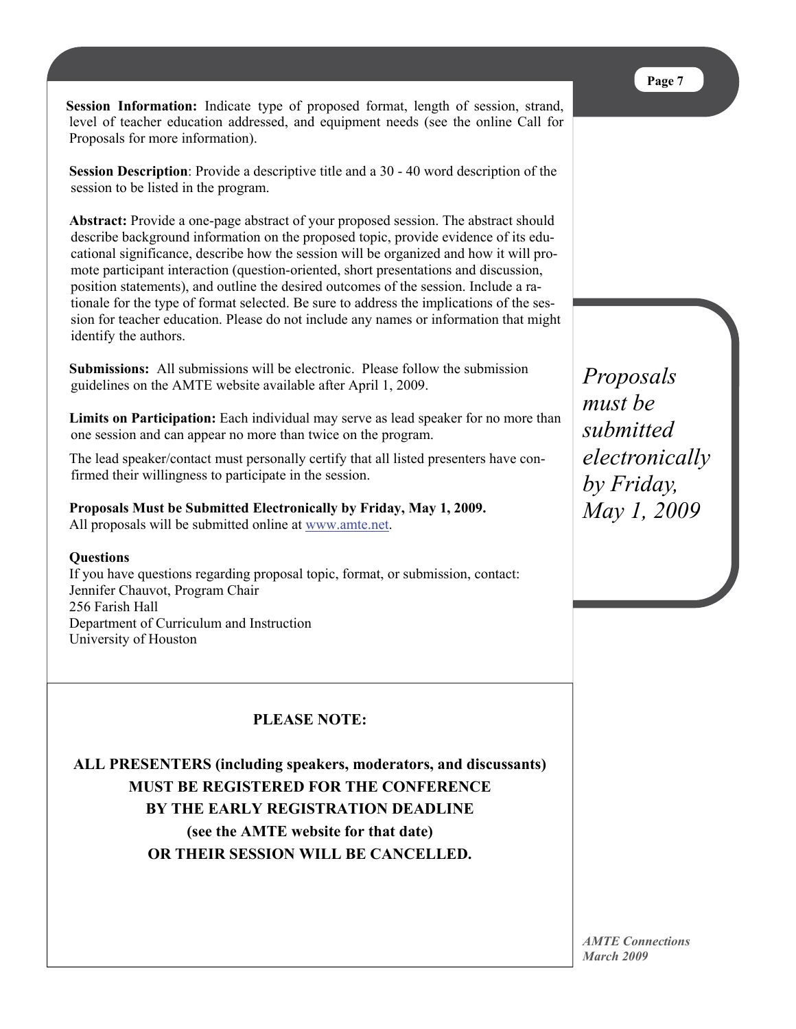**Session Information:** Indicate type of proposed format, length of session, strand, level of teacher education addressed, and equipment needs (see the online Call for Proposals for more information).

**Session Description**: Provide a descriptive title and a 30 - 40 word description of the session to be listed in the program.

**Abstract:** Provide a one-page abstract of your proposed session. The abstract should describe background information on the proposed topic, provide evidence of its educational significance, describe how the session will be organized and how it will promote participant interaction (question-oriented, short presentations and discussion, position statements), and outline the desired outcomes of the session. Include a rationale for the type of format selected. Be sure to address the implications of the session for teacher education. Please do not include any names or information that might identify the authors.

**Submissions:** All submissions will be electronic. Please follow the submission guidelines on the AMTE website available after April 1, 2009.

**Limits on Participation:** Each individual may serve as lead speaker for no more than one session and can appear no more than twice on the program.

The lead speaker/contact must personally certify that all listed presenters have confirmed their willingness to participate in the session.

**Proposals Must be Submitted Electronically by Friday, May 1, 2009.**
All proposals will be submitted online at www.amte.net.

**Questions**
If you have questions regarding proposal topic, format, or submission, contact:
Jennifer Chauvot, Program Chair
256 Farish Hall
Department of Curriculum and Instruction
University of Houston

*Proposals must be submitted electronically by Friday, May 1, 2009*

**PLEASE NOTE:**

**ALL PRESENTERS (including speakers, moderators, and discussants) MUST BE REGISTERED FOR THE CONFERENCE BY THE EARLY REGISTRATION DEADLINE (see the AMTE website for that date) OR THEIR SESSION WILL BE CANCELLED.**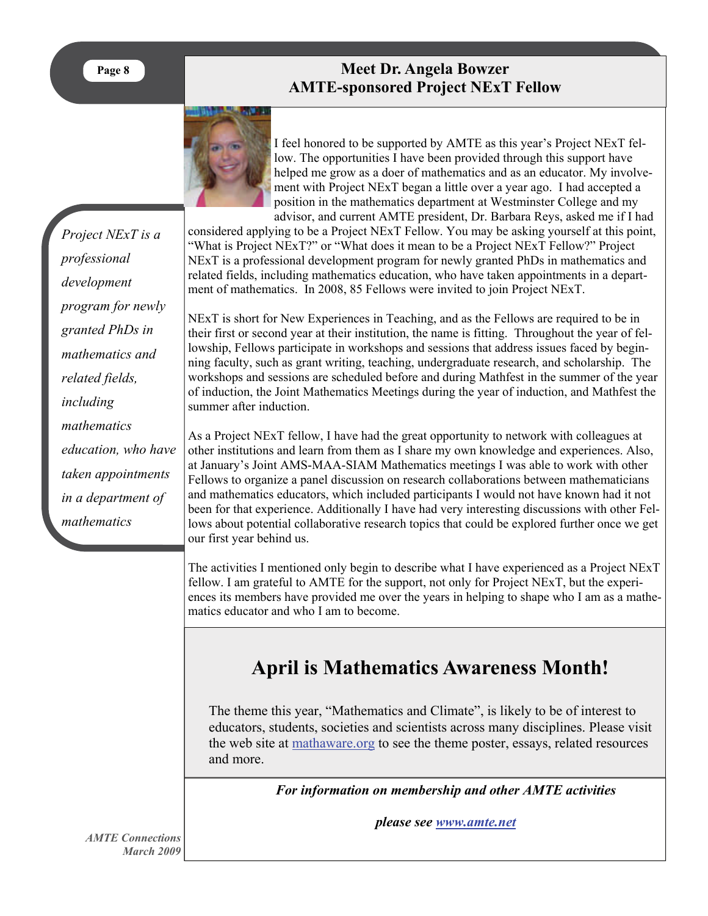## Meet Dr. Angela Bowzer
## AMTE-sponsored Project NExT Fellow

I feel honored to be supported by AMTE as this year's Project NExT fellow. The opportunities I have been provided through this support have helped me grow as a doer of mathematics and as an educator. My involvement with Project NExT began a little over a year ago. I had accepted a position in the mathematics department at Westminster College and my advisor, and current AMTE president, Dr. Barbara Reys, asked me if I had considered applying to be a Project NExT Fellow. You may be asking yourself at this point, "What is Project NExT?" or "What does it mean to be a Project NExT Fellow?" Project NExT is a professional development program for newly granted PhDs in mathematics and related fields, including mathematics education, who have taken appointments in a department of mathematics. In 2008, 85 Fellows were invited to join Project NExT.

*Project NExT is a professional development program for newly granted PhDs in mathematics and related fields, including mathematics education, who have taken appointments in a department of mathematics*

NExT is short for New Experiences in Teaching, and as the Fellows are required to be in their first or second year at their institution, the name is fitting. Throughout the year of fellowship, Fellows participate in workshops and sessions that address issues faced by beginning faculty, such as grant writing, teaching, undergraduate research, and scholarship. The workshops and sessions are scheduled before and during Mathfest in the summer of the year of induction, the Joint Mathematics Meetings during the year of induction, and Mathfest the summer after induction.

As a Project NExT fellow, I have had the great opportunity to network with colleagues at other institutions and learn from them as I share my own knowledge and experiences. Also, at January's Joint AMS-MAA-SIAM Mathematics meetings I was able to work with other Fellows to organize a panel discussion on research collaborations between mathematicians and mathematics educators, which included participants I would not have known had it not been for that experience. Additionally I have had very interesting discussions with other Fellows about potential collaborative research topics that could be explored further once we get our first year behind us.

The activities I mentioned only begin to describe what I have experienced as a Project NExT fellow. I am grateful to AMTE for the support, not only for Project NExT, but the experiences its members have provided me over the years in helping to shape who I am as a mathematics educator and who I am to become.

# April is Mathematics Awareness Month!

The theme this year, "Mathematics and Climate", is likely to be of interest to educators, students, societies and scientists across many disciplines. Please visit the web site at mathaware.org to see the theme poster, essays, related resources and more.

***For information on membership and other AMTE activities***

***please see www.amte.net***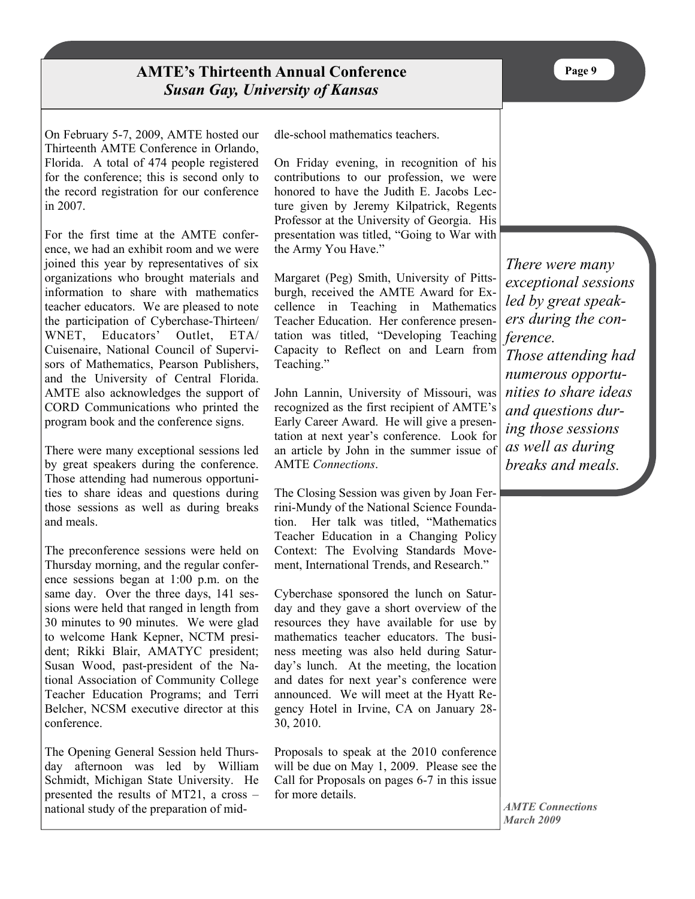## AMTE's Thirteenth Annual Conference

***Susan Gay, University of Kansas***

On February 5-7, 2009, AMTE hosted our Thirteenth AMTE Conference in Orlando, Florida. A total of 474 people registered for the conference; this is second only to the record registration for our conference in 2007.

For the first time at the AMTE conference, we had an exhibit room and we were joined this year by representatives of six organizations who brought materials and information to share with mathematics teacher educators. We are pleased to note the participation of Cyberchase-Thirteen/ WNET, Educators' Outlet, ETA/ Cuisenaire, National Council of Supervisors of Mathematics, Pearson Publishers, and the University of Central Florida. AMTE also acknowledges the support of CORD Communications who printed the program book and the conference signs.

There were many exceptional sessions led by great speakers during the conference. Those attending had numerous opportunities to share ideas and questions during those sessions as well as during breaks and meals.

The preconference sessions were held on Thursday morning, and the regular conference sessions began at 1:00 p.m. on the same day. Over the three days, 141 sessions were held that ranged in length from 30 minutes to 90 minutes. We were glad to welcome Hank Kepner, NCTM president; Rikki Blair, AMATYC president; Susan Wood, past-president of the National Association of Community College Teacher Education Programs; and Terri Belcher, NCSM executive director at this conference.

The Opening General Session held Thursday afternoon was led by William Schmidt, Michigan State University. He presented the results of MT21, a cross – national study of the preparation of middle-school mathematics teachers.

On Friday evening, in recognition of his contributions to our profession, we were honored to have the Judith E. Jacobs Lecture given by Jeremy Kilpatrick, Regents Professor at the University of Georgia. His presentation was titled, "Going to War with the Army You Have."

Margaret (Peg) Smith, University of Pittsburgh, received the AMTE Award for Excellence in Teaching in Mathematics Teacher Education. Her conference presentation was titled, "Developing Teaching Capacity to Reflect on and Learn from Teaching."

John Lannin, University of Missouri, was recognized as the first recipient of AMTE's Early Career Award. He will give a presentation at next year's conference. Look for an article by John in the summer issue of AMTE *Connections*.

The Closing Session was given by Joan Ferrini-Mundy of the National Science Foundation. Her talk was titled, "Mathematics Teacher Education in a Changing Policy Context: The Evolving Standards Movement, International Trends, and Research."

Cyberchase sponsored the lunch on Saturday and they gave a short overview of the resources they have available for use by mathematics teacher educators. The business meeting was also held during Saturday's lunch. At the meeting, the location and dates for next year's conference were announced. We will meet at the Hyatt Regency Hotel in Irvine, CA on January 28-30, 2010.

Proposals to speak at the 2010 conference will be due on May 1, 2009. Please see the Call for Proposals on pages 6-7 in this issue for more details.

*There were many exceptional sessions led by great speakers during the conference. Those attending had numerous opportunities to share ideas and questions during those sessions as well as during breaks and meals.*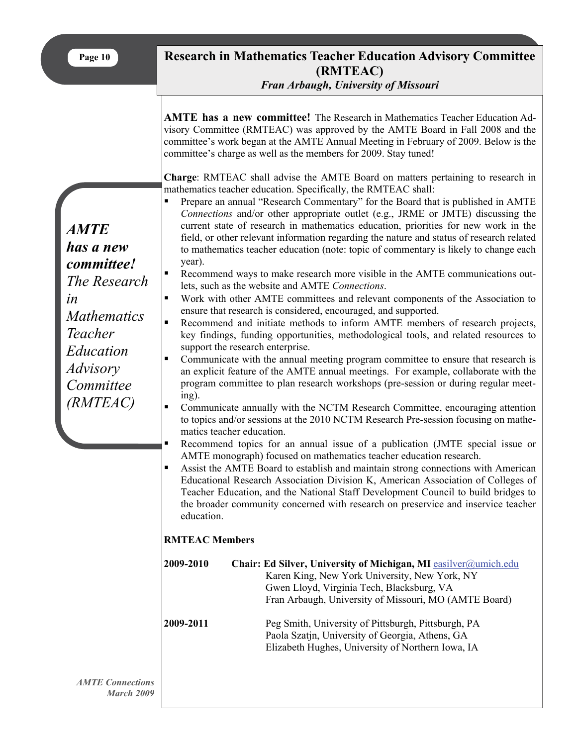# Research in Mathematics Teacher Education Advisory Committee (RMTEAC)

*Fran Arbaugh, University of Missouri*

*AMTE has a new committee! The Research in Mathematics Teacher Education Advisory Committee (RMTEAC)*

**AMTE has a new committee!** The Research in Mathematics Teacher Education Advisory Committee (RMTEAC) was approved by the AMTE Board in Fall 2008 and the committee's work began at the AMTE Annual Meeting in February of 2009. Below is the committee's charge as well as the members for 2009. Stay tuned!

**Charge**: RMTEAC shall advise the AMTE Board on matters pertaining to research in mathematics teacher education. Specifically, the RMTEAC shall:

- Prepare an annual "Research Commentary" for the Board that is published in AMTE *Connections* and/or other appropriate outlet (e.g., JRME or JMTE) discussing the current state of research in mathematics education, priorities for new work in the field, or other relevant information regarding the nature and status of research related to mathematics teacher education (note: topic of commentary is likely to change each year).
- Recommend ways to make research more visible in the AMTE communications outlets, such as the website and AMTE *Connections*.
- Work with other AMTE committees and relevant components of the Association to ensure that research is considered, encouraged, and supported.
- Recommend and initiate methods to inform AMTE members of research projects, key findings, funding opportunities, methodological tools, and related resources to support the research enterprise.
- Communicate with the annual meeting program committee to ensure that research is an explicit feature of the AMTE annual meetings. For example, collaborate with the program committee to plan research workshops (pre-session or during regular meeting).
- Communicate annually with the NCTM Research Committee, encouraging attention to topics and/or sessions at the 2010 NCTM Research Pre-session focusing on mathematics teacher education.
- Recommend topics for an annual issue of a publication (JMTE special issue or AMTE monograph) focused on mathematics teacher education research.
- Assist the AMTE Board to establish and maintain strong connections with American Educational Research Association Division K, American Association of Colleges of Teacher Education, and the National Staff Development Council to build bridges to the broader community concerned with research on preservice and inservice teacher education.

**RMTEAC Members**

**2009-2010** **Chair: Ed Silver, University of Michigan, MI** easilver@umich.edu
Karen King, New York University, New York, NY
Gwen Lloyd, Virginia Tech, Blacksburg, VA
Fran Arbaugh, University of Missouri, MO (AMTE Board)

**2009-2011**
Peg Smith, University of Pittsburgh, Pittsburgh, PA
Paola Szatjn, University of Georgia, Athens, GA
Elizabeth Hughes, University of Northern Iowa, IA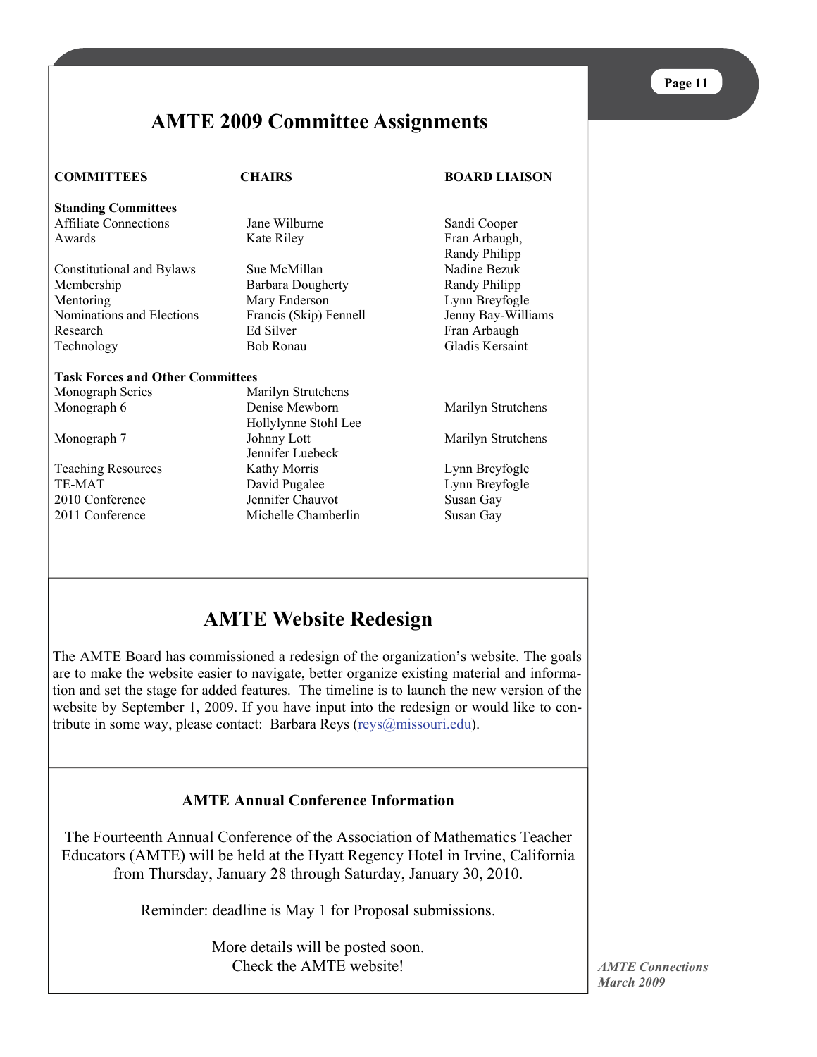# AMTE 2009 Committee Assignments

| COMMITTEES | CHAIRS | BOARD LIAISON |
|---|---|---|
| **Standing Committees** | | |
| Affiliate Connections | Jane Wilburne | Sandi Cooper |
| Awards | Kate Riley | Fran Arbaugh, Randy Philipp |
| Constitutional and Bylaws | Sue McMillan | Nadine Bezuk |
| Membership | Barbara Dougherty | Randy Philipp |
| Mentoring | Mary Enderson | Lynn Breyfogle |
| Nominations and Elections | Francis (Skip) Fennell | Jenny Bay-Williams |
| Research | Ed Silver | Fran Arbaugh |
| Technology | Bob Ronau | Gladis Kersaint |
| **Task Forces and Other Committees** | | |
| Monograph Series | Marilyn Strutchens | |
| Monograph 6 | Denise Mewborn, Hollylynne Stohl Lee | Marilyn Strutchens |
| Monograph 7 | Johnny Lott, Jennifer Luebeck | Marilyn Strutchens |
| Teaching Resources | Kathy Morris | Lynn Breyfogle |
| TE-MAT | David Pugalee | Lynn Breyfogle |
| 2010 Conference | Jennifer Chauvot | Susan Gay |
| 2011 Conference | Michelle Chamberlin | Susan Gay |

# AMTE Website Redesign

The AMTE Board has commissioned a redesign of the organization's website. The goals are to make the website easier to navigate, better organize existing material and information and set the stage for added features. The timeline is to launch the new version of the website by September 1, 2009. If you have input into the redesign or would like to contribute in some way, please contact: Barbara Reys (reys@missouri.edu).

## AMTE Annual Conference Information

The Fourteenth Annual Conference of the Association of Mathematics Teacher Educators (AMTE) will be held at the Hyatt Regency Hotel in Irvine, California from Thursday, January 28 through Saturday, January 30, 2010.

Reminder: deadline is May 1 for Proposal submissions.

More details will be posted soon.
Check the AMTE website!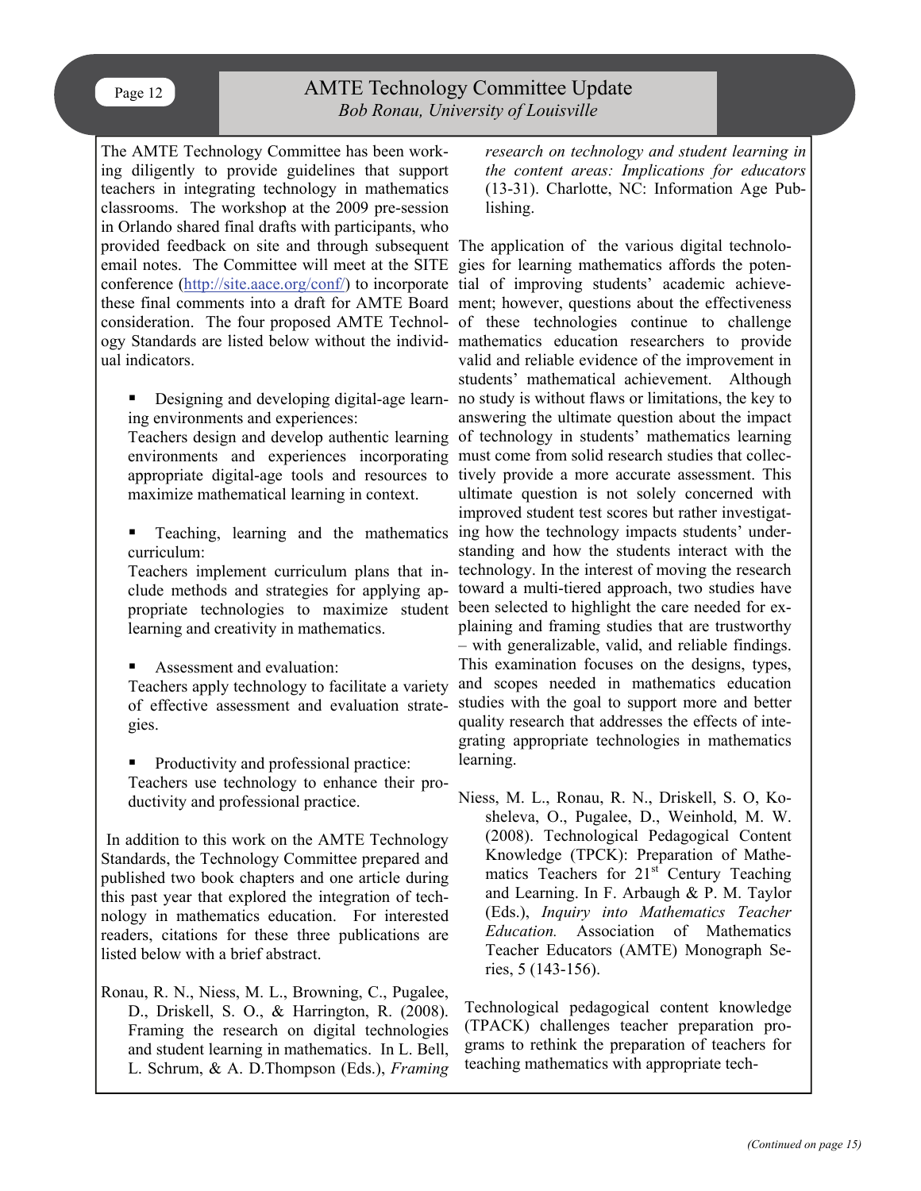## AMTE Technology Committee Update

*Bob Ronau, University of Louisville*

The AMTE Technology Committee has been working diligently to provide guidelines that support teachers in integrating technology in mathematics classrooms. The workshop at the 2009 pre-session in Orlando shared final drafts with participants, who provided feedback on site and through subsequent email notes. The Committee will meet at the SITE conference (http://site.aace.org/conf/) to incorporate these final comments into a draft for AMTE Board consideration. The four proposed AMTE Technology Standards are listed below without the individual indicators.

- Designing and developing digital-age learning environments and experiences:
  Teachers design and develop authentic learning environments and experiences incorporating appropriate digital-age tools and resources to maximize mathematical learning in context.

- Teaching, learning and the mathematics curriculum:
  Teachers implement curriculum plans that include methods and strategies for applying appropriate technologies to maximize student learning and creativity in mathematics.

- Assessment and evaluation:
  Teachers apply technology to facilitate a variety of effective assessment and evaluation strategies.

- Productivity and professional practice:
  Teachers use technology to enhance their productivity and professional practice.

In addition to this work on the AMTE Technology Standards, the Technology Committee prepared and published two book chapters and one article during this past year that explored the integration of technology in mathematics education. For interested readers, citations for these three publications are listed below with a brief abstract.

Ronau, R. N., Niess, M. L., Browning, C., Pugalee, D., Driskell, S. O., & Harrington, R. (2008). Framing the research on digital technologies and student learning in mathematics. In L. Bell, L. Schrum, & A. D.Thompson (Eds.), *Framing research on technology and student learning in the content areas: Implications for educators* (13-31). Charlotte, NC: Information Age Publishing.

The application of the various digital technologies for learning mathematics affords the potential of improving students' academic achievement; however, questions about the effectiveness of these technologies continue to challenge mathematics education researchers to provide valid and reliable evidence of the improvement in students' mathematical achievement. Although no study is without flaws or limitations, the key to answering the ultimate question about the impact of technology in students' mathematics learning must come from solid research studies that collectively provide a more accurate assessment. This ultimate question is not solely concerned with improved student test scores but rather investigating how the technology impacts students' understanding and how the students interact with the technology. In the interest of moving the research toward a multi-tiered approach, two studies have been selected to highlight the care needed for explaining and framing studies that are trustworthy – with generalizable, valid, and reliable findings. This examination focuses on the designs, types, and scopes needed in mathematics education studies with the goal to support more and better quality research that addresses the effects of integrating appropriate technologies in mathematics learning.

Niess, M. L., Ronau, R. N., Driskell, S. O, Kosheleva, O., Pugalee, D., Weinhold, M. W. (2008). Technological Pedagogical Content Knowledge (TPCK): Preparation of Mathematics Teachers for 21st Century Teaching and Learning. In F. Arbaugh & P. M. Taylor (Eds.), *Inquiry into Mathematics Teacher Education.* Association of Mathematics Teacher Educators (AMTE) Monograph Series, 5 (143-156).

Technological pedagogical content knowledge (TPACK) challenges teacher preparation programs to rethink the preparation of teachers for teaching mathematics with appropriate tech-

*(Continued on page 15)*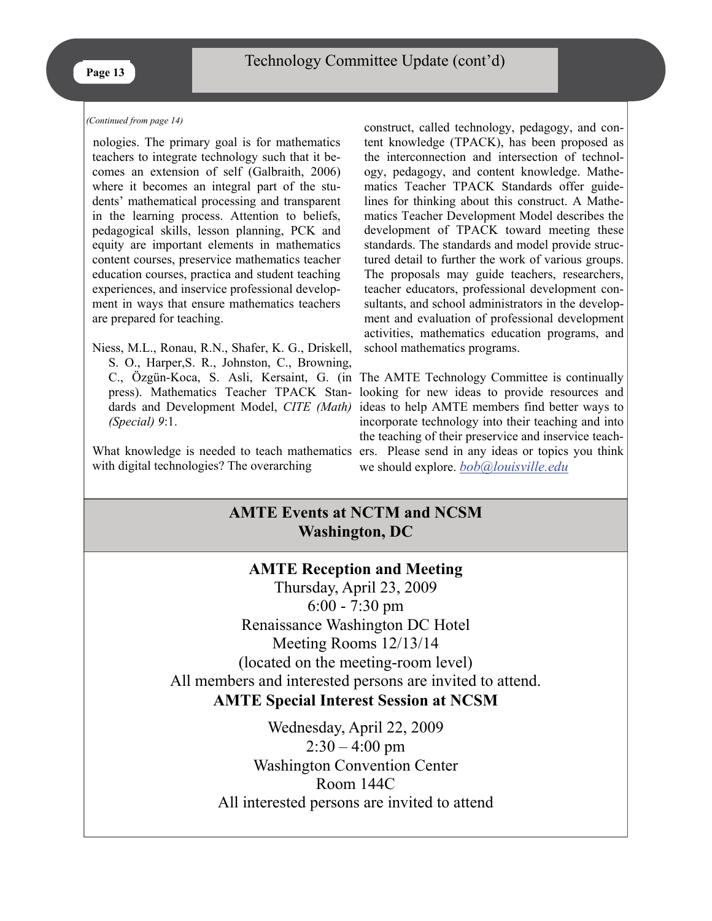## Technology Committee Update (cont'd)

*(Continued from page 14)*

nologies. The primary goal is for mathematics teachers to integrate technology such that it becomes an extension of self (Galbraith, 2006) where it becomes an integral part of the students' mathematical processing and transparent in the learning process. Attention to beliefs, pedagogical skills, lesson planning, PCK and equity are important elements in mathematics content courses, preservice mathematics teacher education courses, practica and student teaching experiences, and inservice professional development in ways that ensure mathematics teachers are prepared for teaching.

Niess, M.L., Ronau, R.N., Shafer, K. G., Driskell, S. O., Harper,S. R., Johnston, C., Browning, C., Özgün-Koca, S. Asli, Kersaint, G. (in press). Mathematics Teacher TPACK Standards and Development Model, *CITE (Math) (Special) 9*:1.

What knowledge is needed to teach mathematics with digital technologies? The overarching construct, called technology, pedagogy, and content knowledge (TPACK), has been proposed as the interconnection and intersection of technology, pedagogy, and content knowledge. Mathematics Teacher TPACK Standards offer guidelines for thinking about this construct. A Mathematics Teacher Development Model describes the development of TPACK toward meeting these standards. The standards and model provide structured detail to further the work of various groups. The proposals may guide teachers, researchers, teacher educators, professional development consultants, and school administrators in the development and evaluation of professional development activities, mathematics education programs, and school mathematics programs.

The AMTE Technology Committee is continually looking for new ideas to provide resources and ideas to help AMTE members find better ways to incorporate technology into their teaching and into the teaching of their preservice and inservice teachers. Please send in any ideas or topics you think we should explore. bob@louisville.edu

## AMTE Events at NCTM and NCSM Washington, DC

**AMTE Reception and Meeting**

Thursday, April 23, 2009
6:00 - 7:30 pm
Renaissance Washington DC Hotel
Meeting Rooms 12/13/14
(located on the meeting-room level)
All members and interested persons are invited to attend.

**AMTE Special Interest Session at NCSM**

Wednesday, April 22, 2009
2:30 – 4:00 pm
Washington Convention Center
Room 144C
All interested persons are invited to attend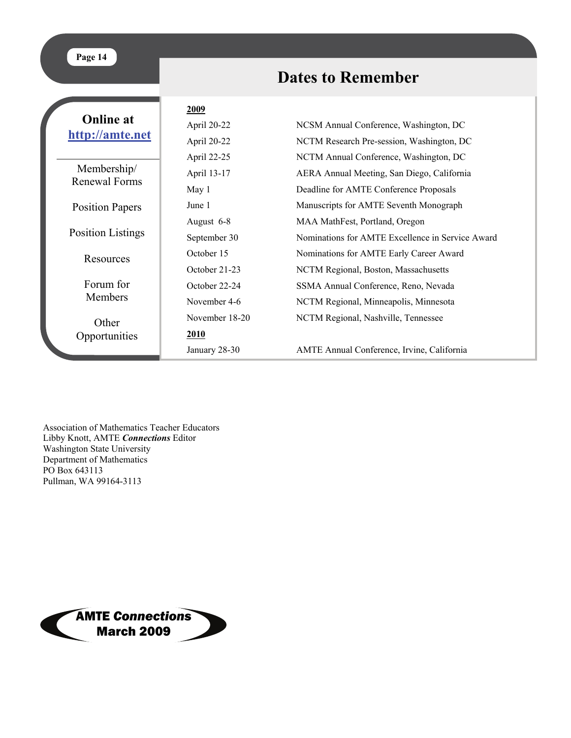## Dates to Remember

**Online at [http://amte.net](http://amte.net)**

- Membership/ Renewal Forms
- Position Papers
- Position Listings
- Resources
- Forum for Members
- Other Opportunities

| | |
|---|---|
| **2009** | |
| April 20-22 | NCSM Annual Conference, Washington, DC |
| April 20-22 | NCTM Research Pre-session, Washington, DC |
| April 22-25 | NCTM Annual Conference, Washington, DC |
| April 13-17 | AERA Annual Meeting, San Diego, California |
| May 1 | Deadline for AMTE Conference Proposals |
| June 1 | Manuscripts for AMTE Seventh Monograph |
| August 6-8 | MAA MathFest, Portland, Oregon |
| September 30 | Nominations for AMTE Excellence in Service Award |
| October 15 | Nominations for AMTE Early Career Award |
| October 21-23 | NCTM Regional, Boston, Massachusetts |
| October 22-24 | SSMA Annual Conference, Reno, Nevada |
| November 4-6 | NCTM Regional, Minneapolis, Minnesota |
| November 18-20 | NCTM Regional, Nashville, Tennessee |
| **2010** | |
| January 28-30 | AMTE Annual Conference, Irvine, California |

Association of Mathematics Teacher Educators
Libby Knott, AMTE ***Connections*** Editor
Washington State University
Department of Mathematics
PO Box 643113
Pullman, WA 99164-3113

**AMTE *Connections***
**March 2009**